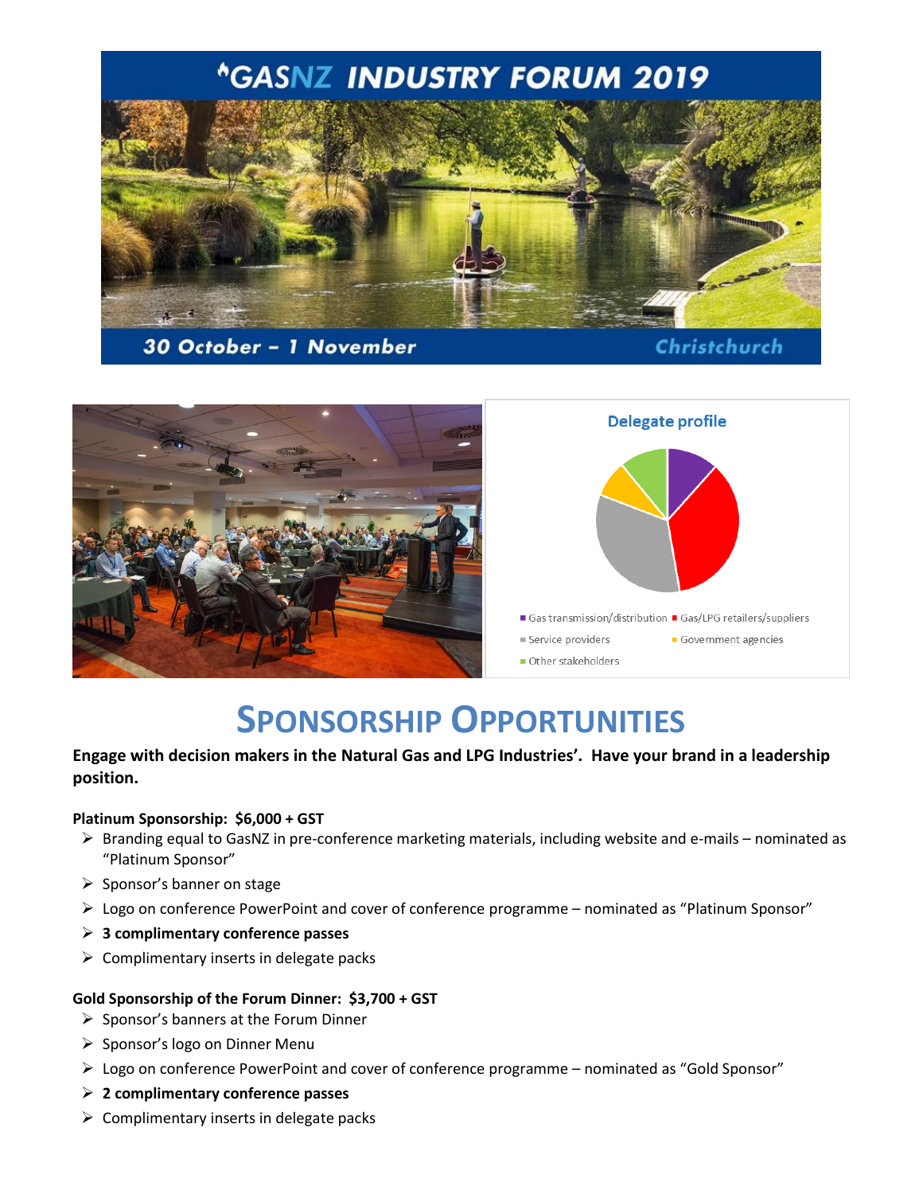# GASNZ INDUSTRY FORUM 2019

30 October – 1 November

Christchurch

**Delegate profile**

- Gas transmission/distribution
- Gas/LPG retailers/suppliers
- Service providers
- Government agencies
- Other stakeholders

# SPONSORSHIP OPPORTUNITIES

**Engage with decision makers in the Natural Gas and LPG Industries'. Have your brand in a leadership position.**

**Platinum Sponsorship: $6,000 + GST**

- Branding equal to GasNZ in pre-conference marketing materials, including website and e-mails – nominated as "Platinum Sponsor"
- Sponsor's banner on stage
- Logo on conference PowerPoint and cover of conference programme – nominated as "Platinum Sponsor"
- **3 complimentary conference passes**
- Complimentary inserts in delegate packs

**Gold Sponsorship of the Forum Dinner: $3,700 + GST**

- Sponsor's banners at the Forum Dinner
- Sponsor's logo on Dinner Menu
- Logo on conference PowerPoint and cover of conference programme – nominated as "Gold Sponsor"
- **2 complimentary conference passes**
- Complimentary inserts in delegate packs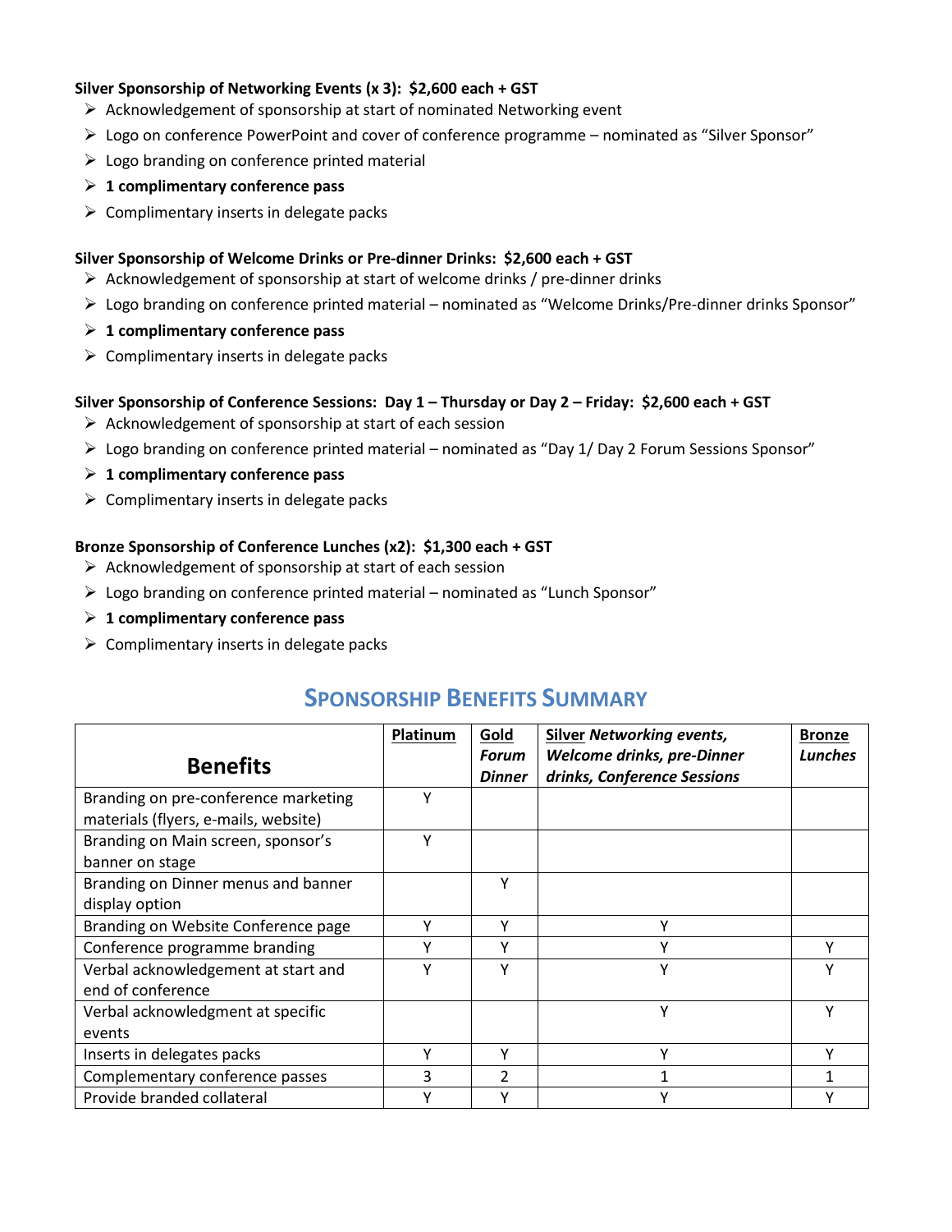**Silver Sponsorship of Networking Events (x 3): $2,600 each + GST**

- Acknowledgement of sponsorship at start of nominated Networking event
- Logo on conference PowerPoint and cover of conference programme – nominated as "Silver Sponsor"
- Logo branding on conference printed material
- **1 complimentary conference pass**
- Complimentary inserts in delegate packs

**Silver Sponsorship of Welcome Drinks or Pre-dinner Drinks: $2,600 each + GST**

- Acknowledgement of sponsorship at start of welcome drinks / pre-dinner drinks
- Logo branding on conference printed material – nominated as "Welcome Drinks/Pre-dinner drinks Sponsor"
- **1 complimentary conference pass**
- Complimentary inserts in delegate packs

**Silver Sponsorship of Conference Sessions: Day 1 – Thursday or Day 2 – Friday: $2,600 each + GST**

- Acknowledgement of sponsorship at start of each session
- Logo branding on conference printed material – nominated as "Day 1/ Day 2 Forum Sessions Sponsor"
- **1 complimentary conference pass**
- Complimentary inserts in delegate packs

**Bronze Sponsorship of Conference Lunches (x2): $1,300 each + GST**

- Acknowledgement of sponsorship at start of each session
- Logo branding on conference printed material – nominated as "Lunch Sponsor"
- **1 complimentary conference pass**
- Complimentary inserts in delegate packs

## SPONSORSHIP BENEFITS SUMMARY

| **Benefits** | **Platinum** | **Gold** ***Forum Dinner*** | **Silver** ***Networking events, Welcome drinks, pre-Dinner drinks, Conference Sessions*** | **Bronze** ***Lunches*** |
|---|---|---|---|---|
| Branding on pre-conference marketing materials (flyers, e-mails, website) | Y | | | |
| Branding on Main screen, sponsor's banner on stage | Y | | | |
| Branding on Dinner menus and banner display option | | Y | | |
| Branding on Website Conference page | Y | Y | Y | |
| Conference programme branding | Y | Y | Y | Y |
| Verbal acknowledgement at start and end of conference | Y | Y | Y | Y |
| Verbal acknowledgment at specific events | | | Y | Y |
| Inserts in delegates packs | Y | Y | Y | Y |
| Complementary conference passes | 3 | 2 | 1 | 1 |
| Provide branded collateral | Y | Y | Y | Y |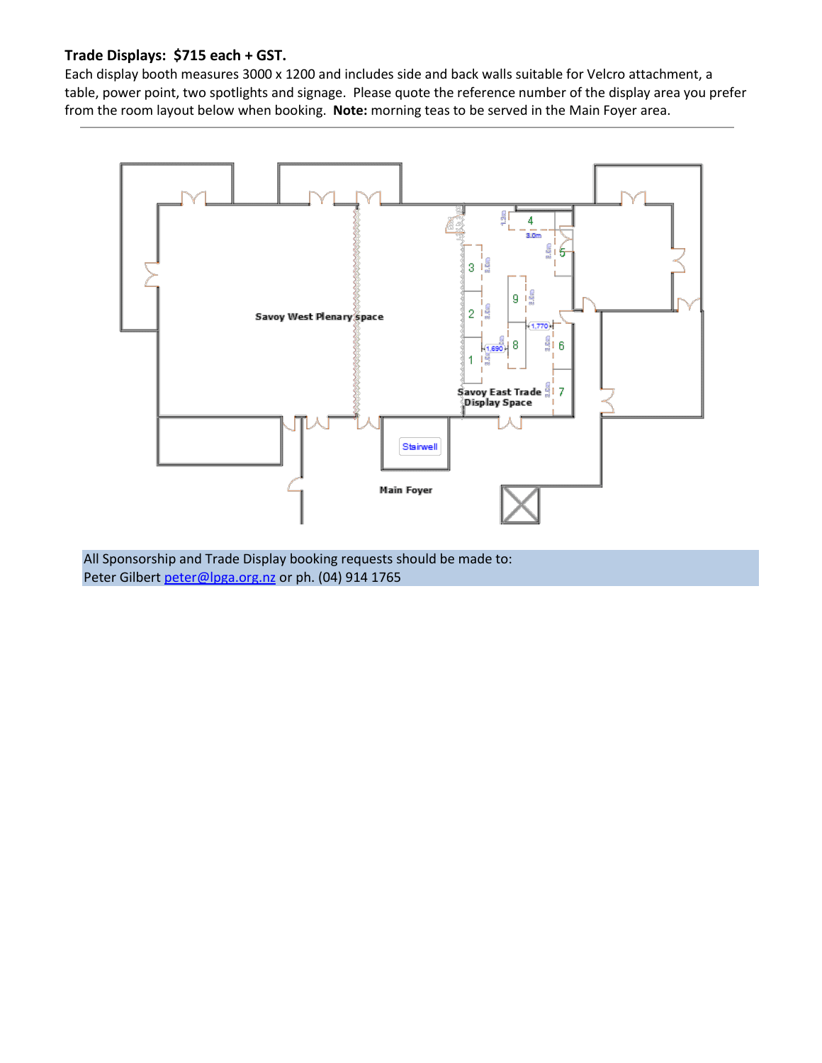**Trade Displays: $715 each + GST.**

Each display booth measures 3000 x 1200 and includes side and back walls suitable for Velcro attachment, a table, power point, two spotlights and signage. Please quote the reference number of the display area you prefer from the room layout below when booking. **Note:** morning teas to be served in the Main Foyer area.

---

Savoy West Plenary space

Savoy East Trade Display Space

Stairwell

Main Foyer

1 2 3 4 5 6 7 8 9

3.0m

1,770

1,690

All Sponsorship and Trade Display booking requests should be made to:
Peter Gilbert peter@lpga.org.nz or ph. (04) 914 1765